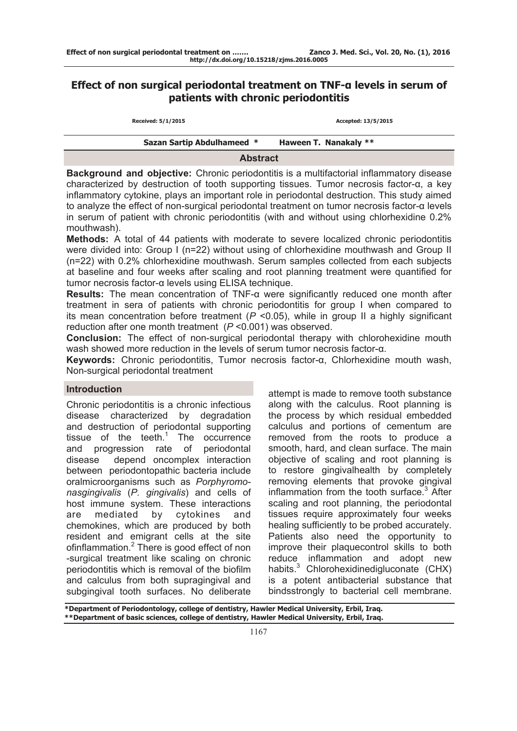# Effect of non surgical periodontal treatment on TNF-α levels in serum of patients with chronic periodontitis

**Received: 5/1/2015** **Accepted: 13/5/2015**

**Sazan Sartip Abdulhameed \*** **Haween T. Nanakaly \*\***

## Abstract

**Background and objective:** Chronic periodontitis is a multifactorial inflammatory disease characterized by destruction of tooth supporting tissues. Tumor necrosis factor-α, a key inflammatory cytokine, plays an important role in periodontal destruction. This study aimed to analyze the effect of non-surgical periodontal treatment on tumor necrosis factor-α levels in serum of patient with chronic periodontitis (with and without using chlorhexidine 0.2% mouthwash).

**Methods:** A total of 44 patients with moderate to severe localized chronic periodontitis were divided into: Group I (n=22) without using of chlorhexidine mouthwash and Group II (n=22) with 0.2% chlorhexidine mouthwash. Serum samples collected from each subjects at baseline and four weeks after scaling and root planning treatment were quantified for tumor necrosis factor-α levels using ELISA technique.

**Results:** The mean concentration of TNF-α were significantly reduced one month after treatment in sera of patients with chronic periodontitis for group I when compared to its mean concentration before treatment ($P$ <0.05), while in group II a highly significant reduction after one month treatment ($P$ <0.001) was observed.

**Conclusion:** The effect of non-surgical periodontal therapy with chlorohexidine mouth wash showed more reduction in the levels of serum tumor necrosis factor-α.

**Keywords:** Chronic periodontitis, Tumor necrosis factor-α, Chlorhexidine mouth wash, Non-surgical periodontal treatment

## Introduction

Chronic periodontitis is a chronic infectious disease characterized by degradation and destruction of periodontal supporting tissue of the teeth.[1] The occurrence and progression rate of periodontal disease depend oncomplex interaction between periodontopathic bacteria include oralmicroorganisms such as *Porphyromonasgingivalis* (*P. gingivalis*) and cells of host immune system. These interactions are mediated by cytokines and chemokines, which are produced by both resident and emigrant cells at the site ofinflammation.[2] There is good effect of non -surgical treatment like scaling on chronic periodontitis which is removal of the biofilm and calculus from both supragingival and subgingival tooth surfaces. No deliberate attempt is made to remove tooth substance along with the calculus. Root planning is the process by which residual embedded calculus and portions of cementum are removed from the roots to produce a smooth, hard, and clean surface. The main objective of scaling and root planning is to restore gingivalhealth by completely removing elements that provoke gingival inflammation from the tooth surface.[3] After scaling and root planning, the periodontal tissues require approximately four weeks healing sufficiently to be probed accurately. Patients also need the opportunity to improve their plaquecontrol skills to both reduce inflammation and adopt new habits.[3] Chlorohexidinedigluconate (CHX) is a potent antibacterial substance that bindsstrongly to bacterial cell membrane.

\*Department of Periodontology, college of dentistry, Hawler Medical University, Erbil, Iraq.
\*\*Department of basic sciences, college of dentistry, Hawler Medical University, Erbil, Iraq.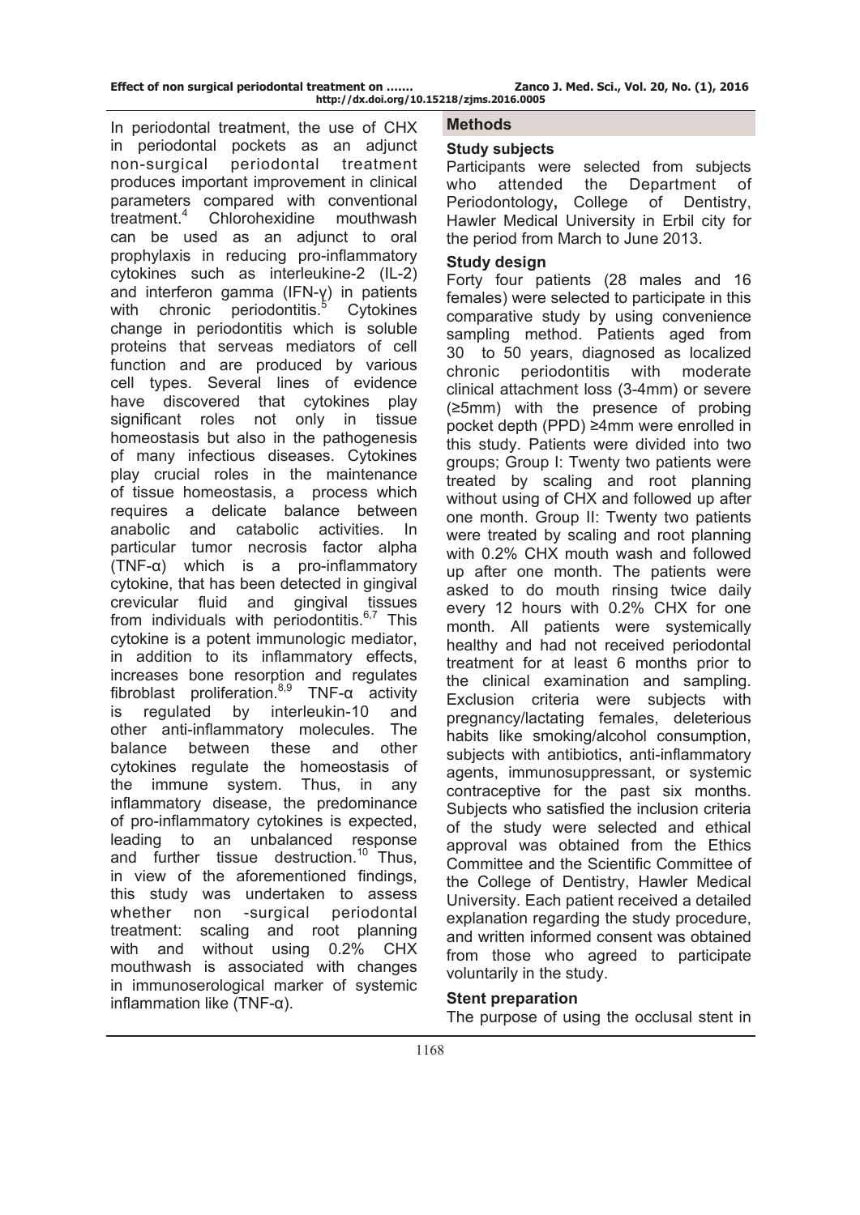In periodontal treatment, the use of CHX in periodontal pockets as an adjunct non-surgical periodontal treatment produces important improvement in clinical parameters compared with conventional treatment.[4] Chlorohexidine mouthwash can be used as an adjunct to oral prophylaxis in reducing pro-inflammatory cytokines such as interleukine-2 (IL-2) and interferon gamma (IFN-γ) in patients with chronic periodontitis.[5] Cytokines change in periodontitis which is soluble proteins that serveas mediators of cell function and are produced by various cell types. Several lines of evidence have discovered that cytokines play significant roles not only in tissue homeostasis but also in the pathogenesis of many infectious diseases. Cytokines play crucial roles in the maintenance of tissue homeostasis, a process which requires a delicate balance between anabolic and catabolic activities. In particular tumor necrosis factor alpha (TNF-α) which is a pro-inflammatory cytokine, that has been detected in gingival crevicular fluid and gingival tissues from individuals with periodontitis.[6,7] This cytokine is a potent immunologic mediator, in addition to its inflammatory effects, increases bone resorption and regulates fibroblast proliferation.[8,9] TNF-α activity is regulated by interleukin-10 and other anti-inflammatory molecules. The balance between these and other cytokines regulate the homeostasis of the immune system. Thus, in any inflammatory disease, the predominance of pro-inflammatory cytokines is expected, leading to an unbalanced response and further tissue destruction.[10] Thus, in view of the aforementioned findings, this study was undertaken to assess whether non -surgical periodontal treatment: scaling and root planning with and without using 0.2% CHX mouthwash is associated with changes in immunoserological marker of systemic inflammation like (TNF-α).

## Methods

### Study subjects

Participants were selected from subjects who attended the Department of Periodontology, College of Dentistry, Hawler Medical University in Erbil city for the period from March to June 2013.

### Study design

Forty four patients (28 males and 16 females) were selected to participate in this comparative study by using convenience sampling method. Patients aged from 30 to 50 years, diagnosed as localized chronic periodontitis with moderate clinical attachment loss (3-4mm) or severe (≥5mm) with the presence of probing pocket depth (PPD) ≥4mm were enrolled in this study. Patients were divided into two groups; Group I: Twenty two patients were treated by scaling and root planning without using of CHX and followed up after one month. Group II: Twenty two patients were treated by scaling and root planning with 0.2% CHX mouth wash and followed up after one month. The patients were asked to do mouth rinsing twice daily every 12 hours with 0.2% CHX for one month. All patients were systemically healthy and had not received periodontal treatment for at least 6 months prior to the clinical examination and sampling. Exclusion criteria were subjects with pregnancy/lactating females, deleterious habits like smoking/alcohol consumption, subjects with antibiotics, anti-inflammatory agents, immunosuppressant, or systemic contraceptive for the past six months. Subjects who satisfied the inclusion criteria of the study were selected and ethical approval was obtained from the Ethics Committee and the Scientific Committee of the College of Dentistry, Hawler Medical University. Each patient received a detailed explanation regarding the study procedure, and written informed consent was obtained from those who agreed to participate voluntarily in the study.

### Stent preparation

The purpose of using the occlusal stent in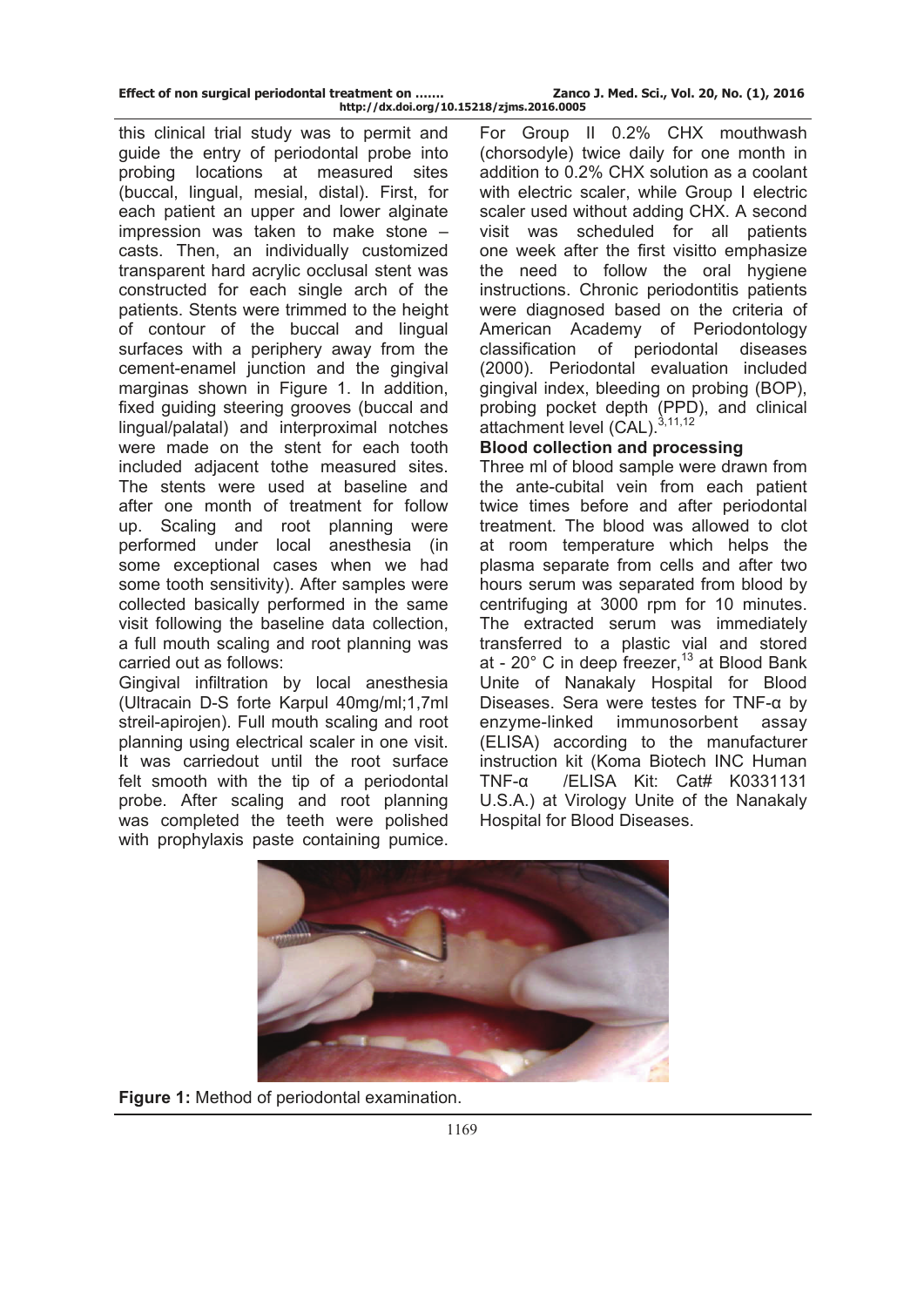this clinical trial study was to permit and guide the entry of periodontal probe into probing locations at measured sites (buccal, lingual, mesial, distal). First, for each patient an upper and lower alginate impression was taken to make stone – casts. Then, an individually customized transparent hard acrylic occlusal stent was constructed for each single arch of the patients. Stents were trimmed to the height of contour of the buccal and lingual surfaces with a periphery away from the cement-enamel junction and the gingival marginas shown in Figure 1. In addition, fixed guiding steering grooves (buccal and lingual/palatal) and interproximal notches were made on the stent for each tooth included adjacent tothe measured sites. The stents were used at baseline and after one month of treatment for follow up. Scaling and root planning were performed under local anesthesia (in some exceptional cases when we had some tooth sensitivity). After samples were collected basically performed in the same visit following the baseline data collection, a full mouth scaling and root planning was carried out as follows:

Gingival infiltration by local anesthesia (Ultracain D-S forte Karpul 40mg/ml;1,7ml streil-apirojen). Full mouth scaling and root planning using electrical scaler in one visit. It was carriedout until the root surface felt smooth with the tip of a periodontal probe. After scaling and root planning was completed the teeth were polished with prophylaxis paste containing pumice. For Group II 0.2% CHX mouthwash (chorsodyle) twice daily for one month in addition to 0.2% CHX solution as a coolant with electric scaler, while Group I electric scaler used without adding CHX. A second visit was scheduled for all patients one week after the first visitto emphasize the need to follow the oral hygiene instructions. Chronic periodontitis patients were diagnosed based on the criteria of American Academy of Periodontology classification of periodontal diseases (2000). Periodontal evaluation included gingival index, bleeding on probing (BOP), probing pocket depth (PPD), and clinical attachment level (CAL).[3,11,12]

**Blood collection and processing**

Three ml of blood sample were drawn from the ante-cubital vein from each patient twice times before and after periodontal treatment. The blood was allowed to clot at room temperature which helps the plasma separate from cells and after two hours serum was separated from blood by centrifuging at 3000 rpm for 10 minutes. The extracted serum was immediately transferred to a plastic vial and stored at - 20° C in deep freezer,[13] at Blood Bank Unite of Nanakaly Hospital for Blood Diseases. Sera were testes for TNF-α by enzyme-linked immunosorbent assay (ELISA) according to the manufacturer instruction kit (Koma Biotech INC Human TNF-α /ELISA Kit: Cat# K0331131 U.S.A.) at Virology Unite of the Nanakaly Hospital for Blood Diseases.

**Figure 1:** Method of periodontal examination.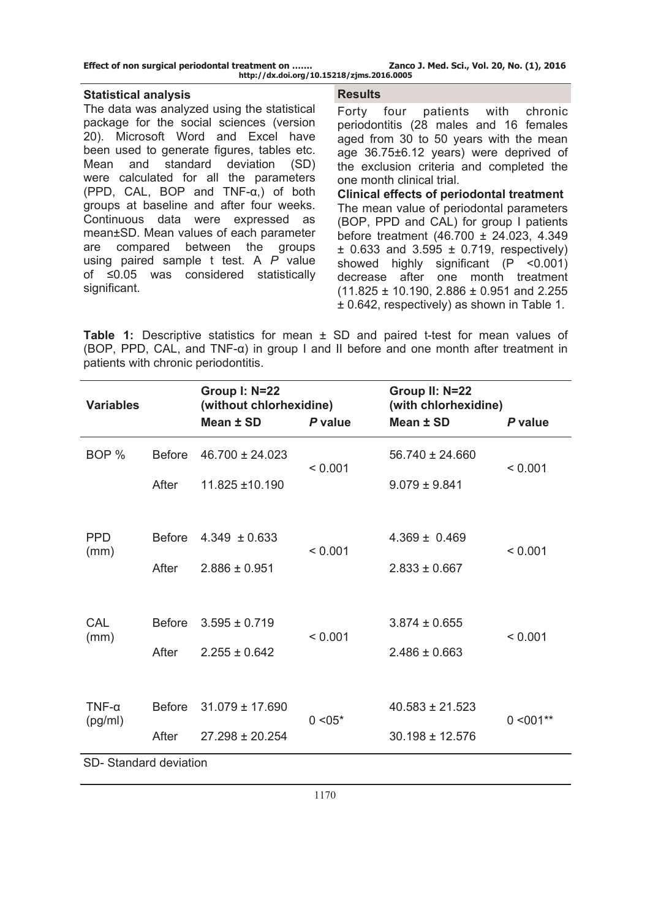### Statistical analysis

The data was analyzed using the statistical package for the social sciences (version 20). Microsoft Word and Excel have been used to generate figures, tables etc. Mean and standard deviation (SD) were calculated for all the parameters (PPD, CAL, BOP and TNF-α,) of both groups at baseline and after four weeks. Continuous data were expressed as mean±SD. Mean values of each parameter are compared between the groups using paired sample t test. A *P* value of ≤0.05 was considered statistically significant.

### Results

Forty four patients with chronic periodontitis (28 males and 16 females aged from 30 to 50 years with the mean age 36.75±6.12 years) were deprived of the exclusion criteria and completed the one month clinical trial.

**Clinical effects of periodontal treatment**

The mean value of periodontal parameters (BOP, PPD and CAL) for group I patients before treatment (46.700 ± 24.023, 4.349 ± 0.633 and 3.595 ± 0.719, respectively) showed highly significant (P <0.001) decrease after one month treatment (11.825 ± 10.190, 2.886 ± 0.951 and 2.255 ± 0.642, respectively) as shown in Table 1.

**Table 1:** Descriptive statistics for mean ± SD and paired t-test for mean values of (BOP, PPD, CAL, and TNF-α) in group I and II before and one month after treatment in patients with chronic periodontitis.

| Variables | | Group I: N=22 (without chlorhexidine) | | Group II: N=22 (with chlorhexidine) | |
|---|---|---|---|---|---|
| | | Mean ± SD | *P* value | Mean ± SD | *P* value |
| BOP % | Before | 46.700 ± 24.023 | < 0.001 | 56.740 ± 24.660 | < 0.001 |
| | After | 11.825 ±10.190 | | 9.079 ± 9.841 | |
| PPD (mm) | Before | 4.349 ± 0.633 | < 0.001 | 4.369 ± 0.469 | < 0.001 |
| | After | 2.886 ± 0.951 | | 2.833 ± 0.667 | |
| CAL (mm) | Before | 3.595 ± 0.719 | < 0.001 | 3.874 ± 0.655 | < 0.001 |
| | After | 2.255 ± 0.642 | | 2.486 ± 0.663 | |
| TNF-α (pg/ml) | Before | 31.079 ± 17.690 | 0 <05* | 40.583 ± 21.523 | 0 <001** |
| | After | 27.298 ± 20.254 | | 30.198 ± 12.576 | |

SD- Standard deviation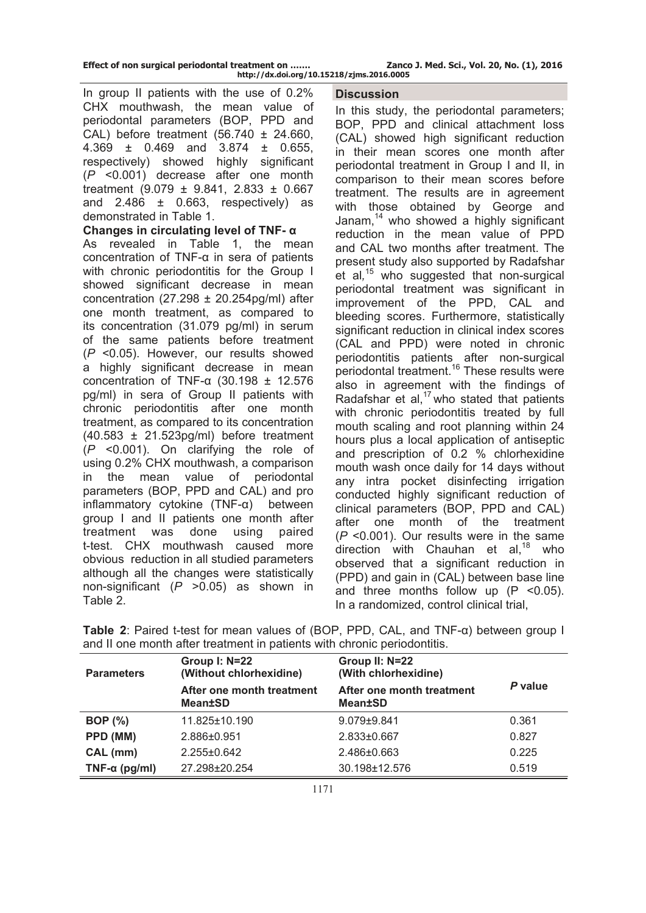In group II patients with the use of 0.2% CHX mouthwash, the mean value of periodontal parameters (BOP, PPD and CAL) before treatment (56.740 ± 24.660, 4.369 ± 0.469 and 3.874 ± 0.655, respectively) showed highly significant (*P* <0.001) decrease after one month treatment (9.079 ± 9.841, 2.833 ± 0.667 and 2.486 ± 0.663, respectively) as demonstrated in Table 1.

**Changes in circulating level of TNF- α**

As revealed in Table 1, the mean concentration of TNF-α in sera of patients with chronic periodontitis for the Group I showed significant decrease in mean concentration (27.298 ± 20.254pg/ml) after one month treatment, as compared to its concentration (31.079 pg/ml) in serum of the same patients before treatment (*P* <0.05). However, our results showed a highly significant decrease in mean concentration of TNF-α (30.198 ± 12.576 pg/ml) in sera of Group II patients with chronic periodontitis after one month treatment, as compared to its concentration (40.583 ± 21.523pg/ml) before treatment (*P* <0.001). On clarifying the role of using 0.2% CHX mouthwash, a comparison in the mean value of periodontal parameters (BOP, PPD and CAL) and pro inflammatory cytokine (TNF-α) between group I and II patients one month after treatment was done using paired t-test. CHX mouthwash caused more obvious reduction in all studied parameters although all the changes were statistically non-significant (*P* >0.05) as shown in Table 2.

## Discussion

In this study, the periodontal parameters; BOP, PPD and clinical attachment loss (CAL) showed high significant reduction in their mean scores one month after periodontal treatment in Group I and II, in comparison to their mean scores before treatment. The results are in agreement with those obtained by George and Janam,[14] who showed a highly significant reduction in the mean value of PPD and CAL two months after treatment. The present study also supported by Radafshar et al,[15] who suggested that non-surgical periodontal treatment was significant in improvement of the PPD, CAL and bleeding scores. Furthermore, statistically significant reduction in clinical index scores (CAL and PPD) were noted in chronic periodontitis patients after non-surgical periodontal treatment.[16] These results were also in agreement with the findings of Radafshar et al,[17] who stated that patients with chronic periodontitis treated by full mouth scaling and root planning within 24 hours plus a local application of antiseptic and prescription of 0.2 % chlorhexidine mouth wash once daily for 14 days without any intra pocket disinfecting irrigation conducted highly significant reduction of clinical parameters (BOP, PPD and CAL) after one month of the treatment (*P* <0.001). Our results were in the same direction with Chauhan et al,[18] who observed that a significant reduction in (PPD) and gain in (CAL) between base line and three months follow up (P <0.05). In a randomized, control clinical trial,

**Table 2**: Paired t-test for mean values of (BOP, PPD, CAL, and TNF-α) between group I and II one month after treatment in patients with chronic periodontitis.

| Parameters | Group I: N=22 (Without chlorhexidine) | Group II: N=22 (With chlorhexidine) | *P* value |
|---|---|---|---|
| | After one month treatment Mean±SD | After one month treatment Mean±SD | |
| **BOP (%)** | 11.825±10.190 | 9.079±9.841 | 0.361 |
| **PPD (MM)** | 2.886±0.951 | 2.833±0.667 | 0.827 |
| **CAL (mm)** | 2.255±0.642 | 2.486±0.663 | 0.225 |
| **TNF-α (pg/ml)** | 27.298±20.254 | 30.198±12.576 | 0.519 |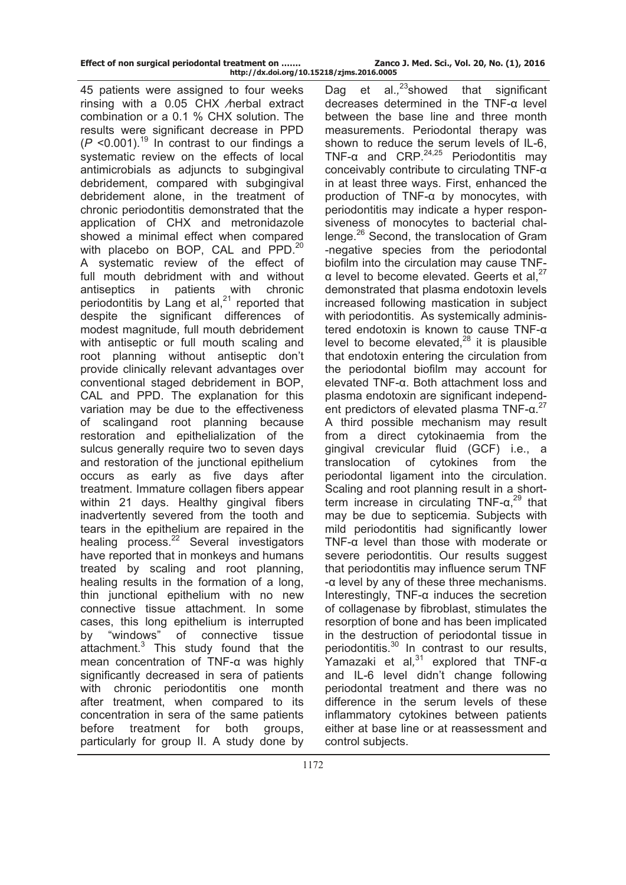45 patients were assigned to four weeks rinsing with a 0.05 CHX ⁄herbal extract combination or a 0.1 % CHX solution. The results were significant decrease in PPD ($P$ <0.001).[19] In contrast to our findings a systematic review on the effects of local antimicrobials as adjuncts to subgingival debridement, compared with subgingival debridement alone, in the treatment of chronic periodontitis demonstrated that the application of CHX and metronidazole showed a minimal effect when compared with placebo on BOP, CAL and PPD.[20] A systematic review of the effect of full mouth debridment with and without antiseptics in patients with chronic periodontitis by Lang et al,[21] reported that despite the significant differences of modest magnitude, full mouth debridement with antiseptic or full mouth scaling and root planning without antiseptic don't provide clinically relevant advantages over conventional staged debridement in BOP, CAL and PPD. The explanation for this variation may be due to the effectiveness of scalingand root planning because restoration and epithelialization of the sulcus generally require two to seven days and restoration of the junctional epithelium occurs as early as five days after treatment. Immature collagen fibers appear within 21 days. Healthy gingival fibers inadvertently severed from the tooth and tears in the epithelium are repaired in the healing process.[22] Several investigators have reported that in monkeys and humans treated by scaling and root planning, healing results in the formation of a long, thin junctional epithelium with no new connective tissue attachment. In some cases, this long epithelium is interrupted by "windows" of connective tissue attachment.[3] This study found that the mean concentration of TNF-α was highly significantly decreased in sera of patients with chronic periodontitis one month after treatment, when compared to its concentration in sera of the same patients before treatment for both groups, particularly for group II. A study done by Dag et al.,[23]showed that significant decreases determined in the TNF-α level between the base line and three month measurements. Periodontal therapy was shown to reduce the serum levels of IL-6, TNF-α and CRP.[24,25] Periodontitis may conceivably contribute to circulating TNF-α in at least three ways. First, enhanced the production of TNF-α by monocytes, with periodontitis may indicate a hyper responsiveness of monocytes to bacterial challenge.[26] Second, the translocation of Gram -negative species from the periodontal biofilm into the circulation may cause TNF-α level to become elevated. Geerts et al,[27] demonstrated that plasma endotoxin levels increased following mastication in subject with periodontitis. As systemically administered endotoxin is known to cause TNF-α level to become elevated,[28] it is plausible that endotoxin entering the circulation from the periodontal biofilm may account for elevated TNF-α. Both attachment loss and plasma endotoxin are significant independent predictors of elevated plasma TNF-α.[27] A third possible mechanism may result from a direct cytokinaemia from the gingival crevicular fluid (GCF) i.e., a translocation of cytokines from the periodontal ligament into the circulation. Scaling and root planning result in a short-term increase in circulating TNF-α,[29] that may be due to septicemia. Subjects with mild periodontitis had significantly lower TNF-α level than those with moderate or severe periodontitis. Our results suggest that periodontitis may influence serum TNF -α level by any of these three mechanisms. Interestingly, TNF-α induces the secretion of collagenase by fibroblast, stimulates the resorption of bone and has been implicated in the destruction of periodontal tissue in periodontitis.[30] In contrast to our results, Yamazaki et al,[31] explored that TNF-α and IL-6 level didn't change following periodontal treatment and there was no difference in the serum levels of these inflammatory cytokines between patients either at base line or at reassessment and control subjects.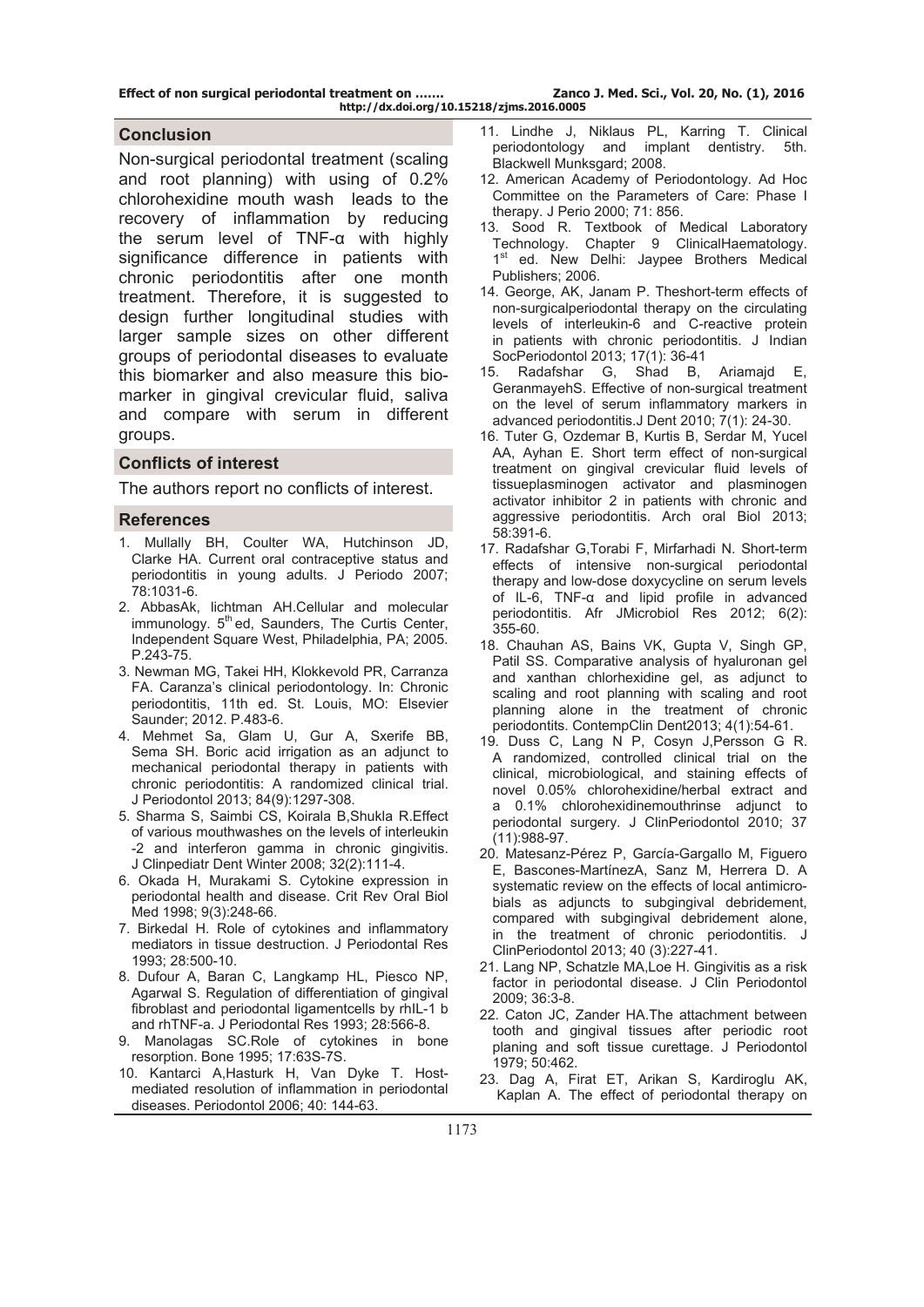## Conclusion

Non-surgical periodontal treatment (scaling and root planning) with using of 0.2% chlorohexidine mouth wash leads to the recovery of inflammation by reducing the serum level of TNF-α with highly significance difference in patients with chronic periodontitis after one month treatment. Therefore, it is suggested to design further longitudinal studies with larger sample sizes on other different groups of periodontal diseases to evaluate this biomarker and also measure this biomarker in gingival crevicular fluid, saliva and compare with serum in different groups.

## Conflicts of interest

The authors report no conflicts of interest.

## References

1. Mullally BH, Coulter WA, Hutchinson JD, Clarke HA. Current oral contraceptive status and periodontitis in young adults. J Periodo 2007; 78:1031-6.
2. AbbasAk, lichtman AH.Cellular and molecular immunology. 5th ed, Saunders, The Curtis Center, Independent Square West, Philadelphia, PA; 2005. P.243-75.
3. Newman MG, Takei HH, Klokkevold PR, Carranza FA. Caranza's clinical periodontology. In: Chronic periodontitis, 11th ed. St. Louis, MO: Elsevier Saunder; 2012. P.483-6.
4. Mehmet Sa, Glam U, Gur A, Sxerife BB, Sema SH. Boric acid irrigation as an adjunct to mechanical periodontal therapy in patients with chronic periodontitis: A randomized clinical trial. J Periodontol 2013; 84(9):1297-308.
5. Sharma S, Saimbi CS, Koirala B,Shukla R.Effect of various mouthwashes on the levels of interleukin -2 and interferon gamma in chronic gingivitis. J Clinpediatr Dent Winter 2008; 32(2):111-4.
6. Okada H, Murakami S. Cytokine expression in periodontal health and disease. Crit Rev Oral Biol Med 1998; 9(3):248-66.
7. Birkedal H. Role of cytokines and inflammatory mediators in tissue destruction. J Periodontal Res 1993; 28:500-10.
8. Dufour A, Baran C, Langkamp HL, Piesco NP, Agarwal S. Regulation of differentiation of gingival fibroblast and periodontal ligamentcells by rhIL-1 b and rhTNF-a. J Periodontal Res 1993; 28:566-8.
9. Manolagas SC.Role of cytokines in bone resorption. Bone 1995; 17:63S-7S.
10. Kantarci A,Hasturk H, Van Dyke T. Host-mediated resolution of inflammation in periodontal diseases. Periodontol 2006; 40: 144-63.
11. Lindhe J, Niklaus PL, Karring T. Clinical periodontology and implant dentistry. 5th. Blackwell Munksgard; 2008.
12. American Academy of Periodontology. Ad Hoc Committee on the Parameters of Care: Phase I therapy. J Perio 2000; 71: 856.
13. Sood R. Textbook of Medical Laboratory Technology. Chapter 9 ClinicalHaematology. 1st ed. New Delhi: Jaypee Brothers Medical Publishers; 2006.
14. George, AK, Janam P. Theshort-term effects of non-surgicalperiodontal therapy on the circulating levels of interleukin-6 and C-reactive protein in patients with chronic periodontitis. J Indian SocPeriodontol 2013; 17(1): 36-41
15. Radafshar G, Shad B, Ariamajd E, GeranmayehS. Effective of non-surgical treatment on the level of serum inflammatory markers in advanced periodontitis.J Dent 2010; 7(1): 24-30.
16. Tuter G, Ozdemar B, Kurtis B, Serdar M, Yucel AA, Ayhan E. Short term effect of non-surgical treatment on gingival crevicular fluid levels of tissueplasminogen activator and plasminogen activator inhibitor 2 in patients with chronic and aggressive periodontitis. Arch oral Biol 2013; 58:391-6.
17. Radafshar G,Torabi F, Mirfarhadi N. Short-term effects of intensive non-surgical periodontal therapy and low-dose doxycycline on serum levels of IL-6, TNF-α and lipid profile in advanced periodontitis. Afr JMicrobiol Res 2012; 6(2): 355-60.
18. Chauhan AS, Bains VK, Gupta V, Singh GP, Patil SS. Comparative analysis of hyaluronan gel and xanthan chlorhexidine gel, as adjunct to scaling and root planning with scaling and root planning alone in the treatment of chronic periodontits. ContempClin Dent2013; 4(1):54-61.
19. Duss C, Lang N P, Cosyn J,Persson G R. A randomized, controlled clinical trial on the clinical, microbiological, and staining effects of novel 0.05% chlorohexidine/herbal extract and a 0.1% chlorohexidinemouthrinse adjunct to periodontal surgery. J ClinPeriodontol 2010; 37 (11):988-97.
20. Matesanz-Pérez P, García-Gargallo M, Figuero E, Bascones-MartínezA, Sanz M, Herrera D. A systematic review on the effects of local antimicrobials as adjuncts to subgingival debridement, compared with subgingival debridement alone, in the treatment of chronic periodontitis. J ClinPeriodontol 2013; 40 (3):227-41.
21. Lang NP, Schatzle MA,Loe H. Gingivitis as a risk factor in periodontal disease. J Clin Periodontol 2009; 36:3-8.
22. Caton JC, Zander HA.The attachment between tooth and gingival tissues after periodic root planing and soft tissue curettage. J Periodontol 1979; 50:462.
23. Dag A, Firat ET, Arikan S, Kardiroglu AK, Kaplan A. The effect of periodontal therapy on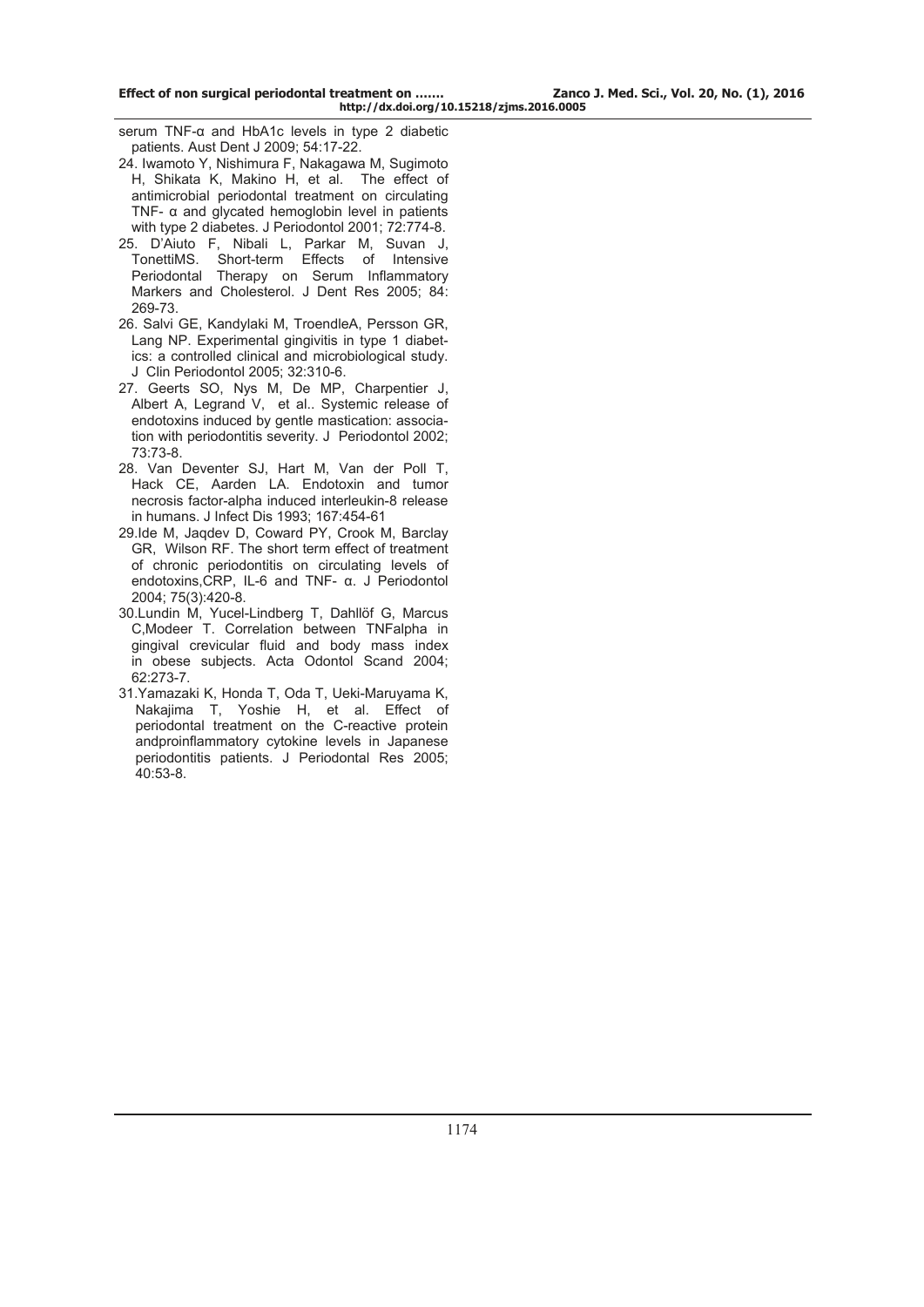serum TNF-α and HbA1c levels in type 2 diabetic patients. Aust Dent J 2009; 54:17-22.

24. Iwamoto Y, Nishimura F, Nakagawa M, Sugimoto H, Shikata K, Makino H, et al. The effect of antimicrobial periodontal treatment on circulating TNF- α and glycated hemoglobin level in patients with type 2 diabetes. J Periodontol 2001; 72:774-8.
25. D'Aiuto F, Nibali L, Parkar M, Suvan J, TonettiMS. Short-term Effects of Intensive Periodontal Therapy on Serum Inflammatory Markers and Cholesterol. J Dent Res 2005; 84: 269-73.
26. Salvi GE, Kandylaki M, TroendleA, Persson GR, Lang NP. Experimental gingivitis in type 1 diabetics: a controlled clinical and microbiological study. J Clin Periodontol 2005; 32:310-6.
27. Geerts SO, Nys M, De MP, Charpentier J, Albert A, Legrand V, et al.. Systemic release of endotoxins induced by gentle mastication: association with periodontitis severity. J Periodontol 2002; 73:73-8.
28. Van Deventer SJ, Hart M, Van der Poll T, Hack CE, Aarden LA. Endotoxin and tumor necrosis factor-alpha induced interleukin-8 release in humans. J Infect Dis 1993; 167:454-61
29. Ide M, Jaqdev D, Coward PY, Crook M, Barclay GR, Wilson RF. The short term effect of treatment of chronic periodontitis on circulating levels of endotoxins,CRP, IL-6 and TNF- α. J Periodontol 2004; 75(3):420-8.
30. Lundin M, Yucel-Lindberg T, Dahllöf G, Marcus C,Modeer T. Correlation between TNFalpha in gingival crevicular fluid and body mass index in obese subjects. Acta Odontol Scand 2004; 62:273-7.
31. Yamazaki K, Honda T, Oda T, Ueki-Maruyama K, Nakajima T, Yoshie H, et al. Effect of periodontal treatment on the C-reactive protein andproinflammatory cytokine levels in Japanese periodontitis patients. J Periodontal Res 2005; 40:53-8.